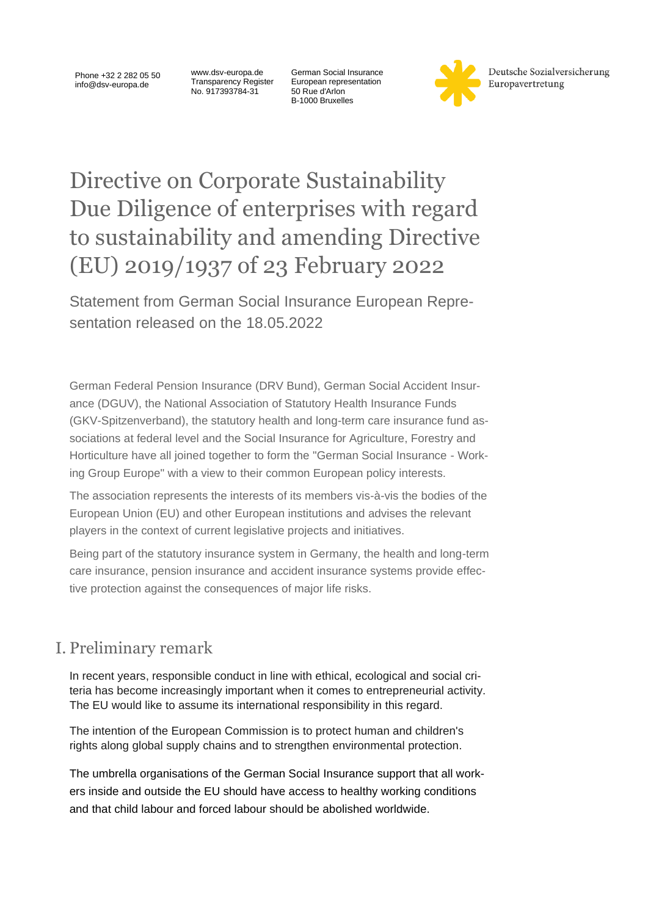Phone +32 2 282 05 50
info@dsv-europa.de

www.dsv-europa.de
Transparency Register
No. 917393784-31

German Social Insurance
European representation
50 Rue d'Arlon
B-1000 Bruxelles

Deutsche Sozialversicherung
Europavertretung

# Directive on Corporate Sustainability Due Diligence of enterprises with regard to sustainability and amending Directive (EU) 2019/1937 of 23 February 2022

Statement from German Social Insurance European Representation released on the 18.05.2022

German Federal Pension Insurance (DRV Bund), German Social Accident Insurance (DGUV), the National Association of Statutory Health Insurance Funds (GKV-Spitzenverband), the statutory health and long-term care insurance fund associations at federal level and the Social Insurance for Agriculture, Forestry and Horticulture have all joined together to form the "German Social Insurance - Working Group Europe" with a view to their common European policy interests.

The association represents the interests of its members vis-à-vis the bodies of the European Union (EU) and other European institutions and advises the relevant players in the context of current legislative projects and initiatives.

Being part of the statutory insurance system in Germany, the health and long-term care insurance, pension insurance and accident insurance systems provide effective protection against the consequences of major life risks.

## I. Preliminary remark

In recent years, responsible conduct in line with ethical, ecological and social criteria has become increasingly important when it comes to entrepreneurial activity. The EU would like to assume its international responsibility in this regard.

The intention of the European Commission is to protect human and children's rights along global supply chains and to strengthen environmental protection.

The umbrella organisations of the German Social Insurance support that all workers inside and outside the EU should have access to healthy working conditions and that child labour and forced labour should be abolished worldwide.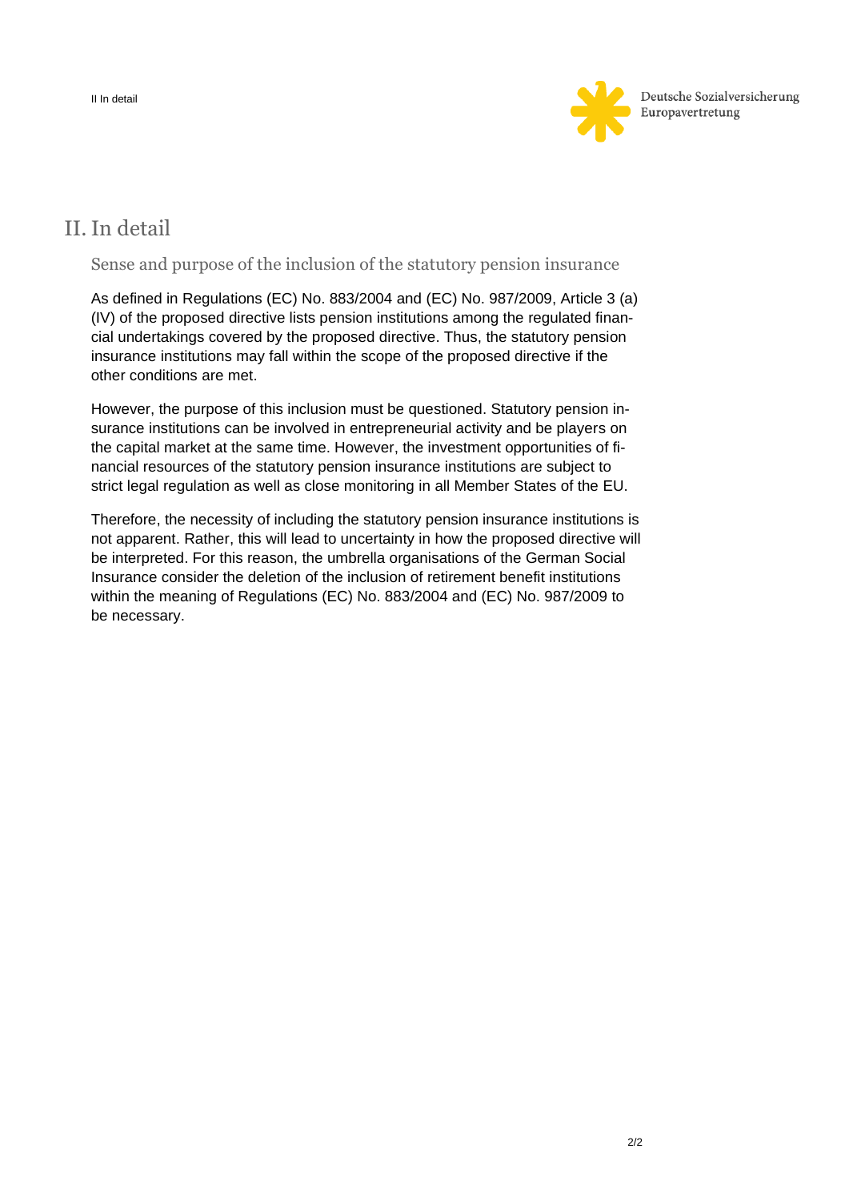# II. In detail

## Sense and purpose of the inclusion of the statutory pension insurance

As defined in Regulations (EC) No. 883/2004 and (EC) No. 987/2009, Article 3 (a) (IV) of the proposed directive lists pension institutions among the regulated financial undertakings covered by the proposed directive. Thus, the statutory pension insurance institutions may fall within the scope of the proposed directive if the other conditions are met.

However, the purpose of this inclusion must be questioned. Statutory pension insurance institutions can be involved in entrepreneurial activity and be players on the capital market at the same time. However, the investment opportunities of financial resources of the statutory pension insurance institutions are subject to strict legal regulation as well as close monitoring in all Member States of the EU.

Therefore, the necessity of including the statutory pension insurance institutions is not apparent. Rather, this will lead to uncertainty in how the proposed directive will be interpreted. For this reason, the umbrella organisations of the German Social Insurance consider the deletion of the inclusion of retirement benefit institutions within the meaning of Regulations (EC) No. 883/2004 and (EC) No. 987/2009 to be necessary.